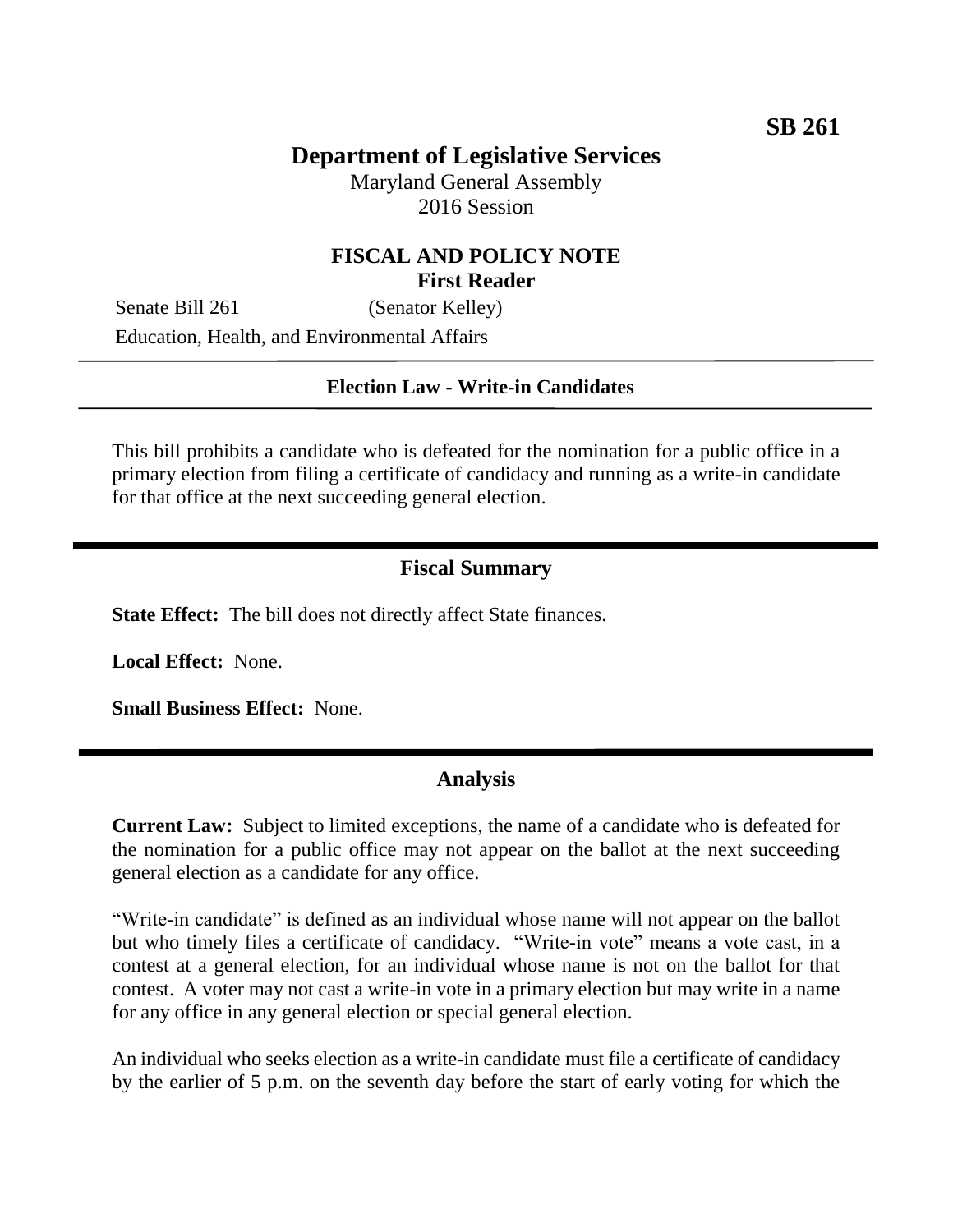**SB 261**

# Department of Legislative Services

Maryland General Assembly
2016 Session

## FISCAL AND POLICY NOTE
**First Reader**

Senate Bill 261 (Senator Kelley)
Education, Health, and Environmental Affairs

---

**Election Law - Write-in Candidates**

---

This bill prohibits a candidate who is defeated for the nomination for a public office in a primary election from filing a certificate of candidacy and running as a write-in candidate for that office at the next succeeding general election.

---

## Fiscal Summary

**State Effect:** The bill does not directly affect State finances.

**Local Effect:** None.

**Small Business Effect:** None.

---

## Analysis

**Current Law:** Subject to limited exceptions, the name of a candidate who is defeated for the nomination for a public office may not appear on the ballot at the next succeeding general election as a candidate for any office.

"Write-in candidate" is defined as an individual whose name will not appear on the ballot but who timely files a certificate of candidacy. "Write-in vote" means a vote cast, in a contest at a general election, for an individual whose name is not on the ballot for that contest. A voter may not cast a write-in vote in a primary election but may write in a name for any office in any general election or special general election.

An individual who seeks election as a write-in candidate must file a certificate of candidacy by the earlier of 5 p.m. on the seventh day before the start of early voting for which the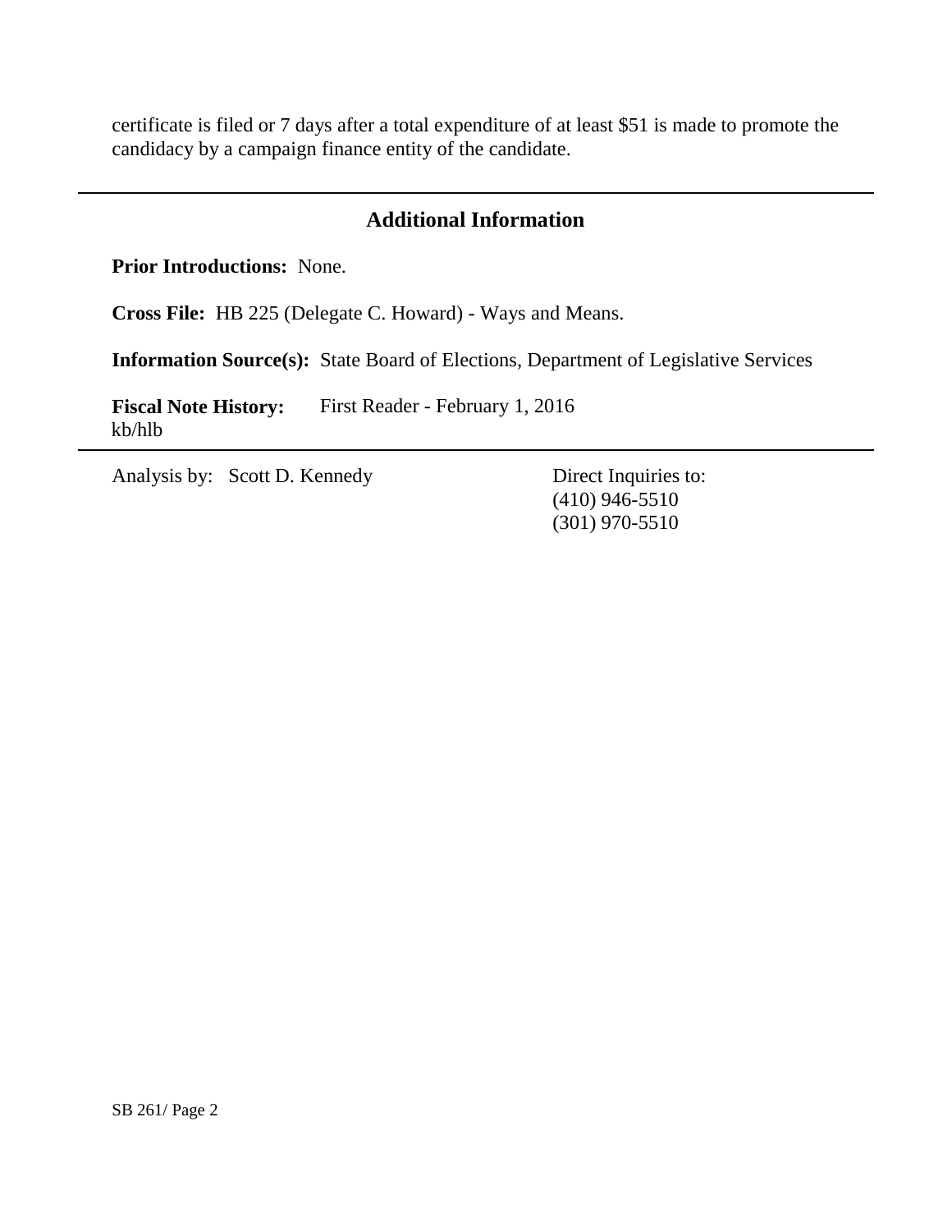certificate is filed or 7 days after a total expenditure of at least $51 is made to promote the candidacy by a campaign finance entity of the candidate.

## Additional Information

**Prior Introductions:** None.

**Cross File:** HB 225 (Delegate C. Howard) - Ways and Means.

**Information Source(s):** State Board of Elections, Department of Legislative Services

**Fiscal Note History:** First Reader - February 1, 2016
kb/hlb

Analysis by: Scott D. Kennedy

Direct Inquiries to:
(410) 946-5510
(301) 970-5510